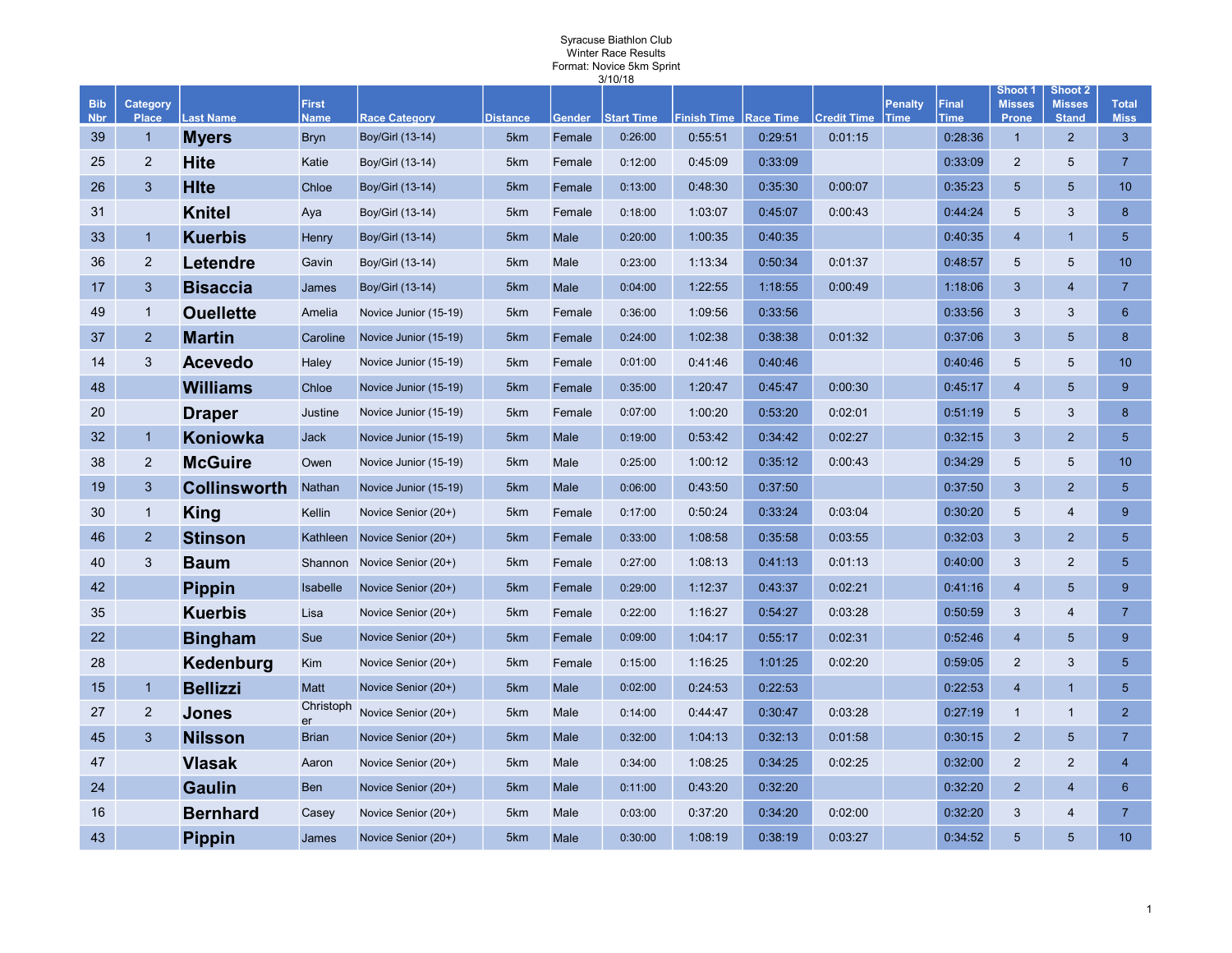Syracuse Biathlon Club
Winter Race Results
Format: Novice 5km Sprint
3/10/18

| Bib Nbr | Category Place | Last Name | First Name | Race Category | Distance | Gender | Start Time | Finish Time | Race Time | Credit Time | Penalty Time | Final Time | Shoot 1 Misses Prone | Shoot 2 Misses Stand | Total Miss |
|---|---|---|---|---|---|---|---|---|---|---|---|---|---|---|---|
| 39 | 1 | **Myers** | Bryn | Boy/Girl (13-14) | 5km | Female | 0:26:00 | 0:55:51 | 0:29:51 | 0:01:15 | | 0:28:36 | 1 | 2 | 3 |
| 25 | 2 | **Hite** | Katie | Boy/Girl (13-14) | 5km | Female | 0:12:00 | 0:45:09 | 0:33:09 | | | 0:33:09 | 2 | 5 | 7 |
| 26 | 3 | **HIte** | Chloe | Boy/Girl (13-14) | 5km | Female | 0:13:00 | 0:48:30 | 0:35:30 | 0:00:07 | | 0:35:23 | 5 | 5 | 10 |
| 31 | | **Knitel** | Aya | Boy/Girl (13-14) | 5km | Female | 0:18:00 | 1:03:07 | 0:45:07 | 0:00:43 | | 0:44:24 | 5 | 3 | 8 |
| 33 | 1 | **Kuerbis** | Henry | Boy/Girl (13-14) | 5km | Male | 0:20:00 | 1:00:35 | 0:40:35 | | | 0:40:35 | 4 | 1 | 5 |
| 36 | 2 | **Letendre** | Gavin | Boy/Girl (13-14) | 5km | Male | 0:23:00 | 1:13:34 | 0:50:34 | 0:01:37 | | 0:48:57 | 5 | 5 | 10 |
| 17 | 3 | **Bisaccia** | James | Boy/Girl (13-14) | 5km | Male | 0:04:00 | 1:22:55 | 1:18:55 | 0:00:49 | | 1:18:06 | 3 | 4 | 7 |
| 49 | 1 | **Ouellette** | Amelia | Novice Junior (15-19) | 5km | Female | 0:36:00 | 1:09:56 | 0:33:56 | | | 0:33:56 | 3 | 3 | 6 |
| 37 | 2 | **Martin** | Caroline | Novice Junior (15-19) | 5km | Female | 0:24:00 | 1:02:38 | 0:38:38 | 0:01:32 | | 0:37:06 | 3 | 5 | 8 |
| 14 | 3 | **Acevedo** | Haley | Novice Junior (15-19) | 5km | Female | 0:01:00 | 0:41:46 | 0:40:46 | | | 0:40:46 | 5 | 5 | 10 |
| 48 | | **Williams** | Chloe | Novice Junior (15-19) | 5km | Female | 0:35:00 | 1:20:47 | 0:45:47 | 0:00:30 | | 0:45:17 | 4 | 5 | 9 |
| 20 | | **Draper** | Justine | Novice Junior (15-19) | 5km | Female | 0:07:00 | 1:00:20 | 0:53:20 | 0:02:01 | | 0:51:19 | 5 | 3 | 8 |
| 32 | 1 | **Koniowka** | Jack | Novice Junior (15-19) | 5km | Male | 0:19:00 | 0:53:42 | 0:34:42 | 0:02:27 | | 0:32:15 | 3 | 2 | 5 |
| 38 | 2 | **McGuire** | Owen | Novice Junior (15-19) | 5km | Male | 0:25:00 | 1:00:12 | 0:35:12 | 0:00:43 | | 0:34:29 | 5 | 5 | 10 |
| 19 | 3 | **Collinsworth** | Nathan | Novice Junior (15-19) | 5km | Male | 0:06:00 | 0:43:50 | 0:37:50 | | | 0:37:50 | 3 | 2 | 5 |
| 30 | 1 | **King** | Kellin | Novice Senior (20+) | 5km | Female | 0:17:00 | 0:50:24 | 0:33:24 | 0:03:04 | | 0:30:20 | 5 | 4 | 9 |
| 46 | 2 | **Stinson** | Kathleen | Novice Senior (20+) | 5km | Female | 0:33:00 | 1:08:58 | 0:35:58 | 0:03:55 | | 0:32:03 | 3 | 2 | 5 |
| 40 | 3 | **Baum** | Shannon | Novice Senior (20+) | 5km | Female | 0:27:00 | 1:08:13 | 0:41:13 | 0:01:13 | | 0:40:00 | 3 | 2 | 5 |
| 42 | | **Pippin** | Isabelle | Novice Senior (20+) | 5km | Female | 0:29:00 | 1:12:37 | 0:43:37 | 0:02:21 | | 0:41:16 | 4 | 5 | 9 |
| 35 | | **Kuerbis** | Lisa | Novice Senior (20+) | 5km | Female | 0:22:00 | 1:16:27 | 0:54:27 | 0:03:28 | | 0:50:59 | 3 | 4 | 7 |
| 22 | | **Bingham** | Sue | Novice Senior (20+) | 5km | Female | 0:09:00 | 1:04:17 | 0:55:17 | 0:02:31 | | 0:52:46 | 4 | 5 | 9 |
| 28 | | **Kedenburg** | Kim | Novice Senior (20+) | 5km | Female | 0:15:00 | 1:16:25 | 1:01:25 | 0:02:20 | | 0:59:05 | 2 | 3 | 5 |
| 15 | 1 | **Bellizzi** | Matt | Novice Senior (20+) | 5km | Male | 0:02:00 | 0:24:53 | 0:22:53 | | | 0:22:53 | 4 | 1 | 5 |
| 27 | 2 | **Jones** | Christopher | Novice Senior (20+) | 5km | Male | 0:14:00 | 0:44:47 | 0:30:47 | 0:03:28 | | 0:27:19 | 1 | 1 | 2 |
| 45 | 3 | **Nilsson** | Brian | Novice Senior (20+) | 5km | Male | 0:32:00 | 1:04:13 | 0:32:13 | 0:01:58 | | 0:30:15 | 2 | 5 | 7 |
| 47 | | **Vlasak** | Aaron | Novice Senior (20+) | 5km | Male | 0:34:00 | 1:08:25 | 0:34:25 | 0:02:25 | | 0:32:00 | 2 | 2 | 4 |
| 24 | | **Gaulin** | Ben | Novice Senior (20+) | 5km | Male | 0:11:00 | 0:43:20 | 0:32:20 | | | 0:32:20 | 2 | 4 | 6 |
| 16 | | **Bernhard** | Casey | Novice Senior (20+) | 5km | Male | 0:03:00 | 0:37:20 | 0:34:20 | 0:02:00 | | 0:32:20 | 3 | 4 | 7 |
| 43 | | **Pippin** | James | Novice Senior (20+) | 5km | Male | 0:30:00 | 1:08:19 | 0:38:19 | 0:03:27 | | 0:34:52 | 5 | 5 | 10 |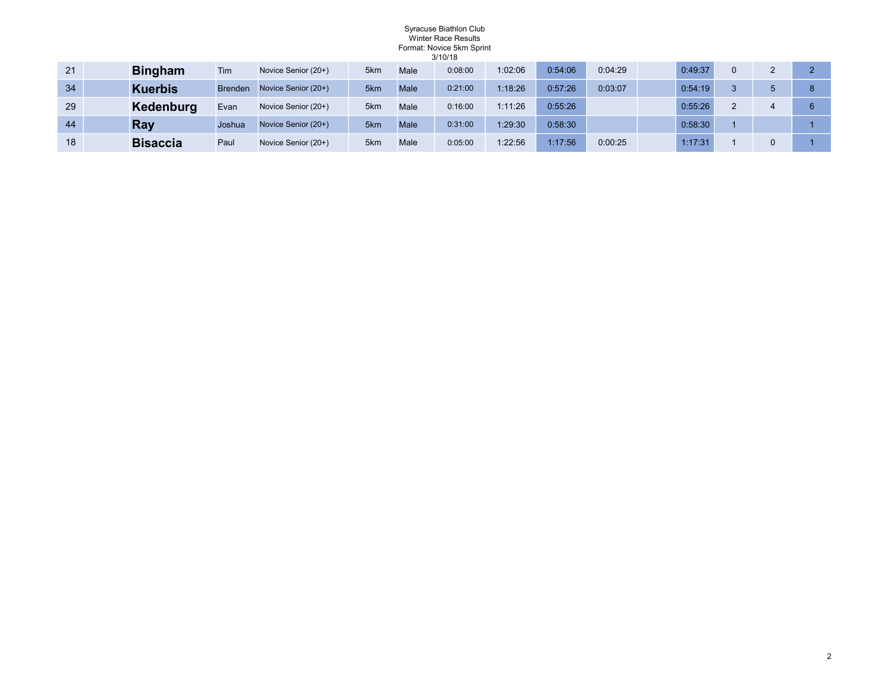Syracuse Biathlon Club
Winter Race Results
Format: Novice 5km Sprint
3/10/18

| | | | | | | | | | | | | | | | |
|---|---|---|---|---|---|---|---|---|---|---|---|---|---|---|---|
| 21 | | **Bingham** | Tim | Novice Senior (20+) | 5km | Male | 0:08:00 | 1:02:06 | 0:54:06 | 0:04:29 | | 0:49:37 | 0 | 2 | 2 |
| 34 | | **Kuerbis** | Brenden | Novice Senior (20+) | 5km | Male | 0:21:00 | 1:18:26 | 0:57:26 | 0:03:07 | | 0:54:19 | 3 | 5 | 8 |
| 29 | | **Kedenburg** | Evan | Novice Senior (20+) | 5km | Male | 0:16:00 | 1:11:26 | 0:55:26 | | | 0:55:26 | 2 | 4 | 6 |
| 44 | | **Ray** | Joshua | Novice Senior (20+) | 5km | Male | 0:31:00 | 1:29:30 | 0:58:30 | | | 0:58:30 | 1 | | 1 |
| 18 | | **Bisaccia** | Paul | Novice Senior (20+) | 5km | Male | 0:05:00 | 1:22:56 | 1:17:56 | 0:00:25 | | 1:17:31 | 1 | 0 | 1 |